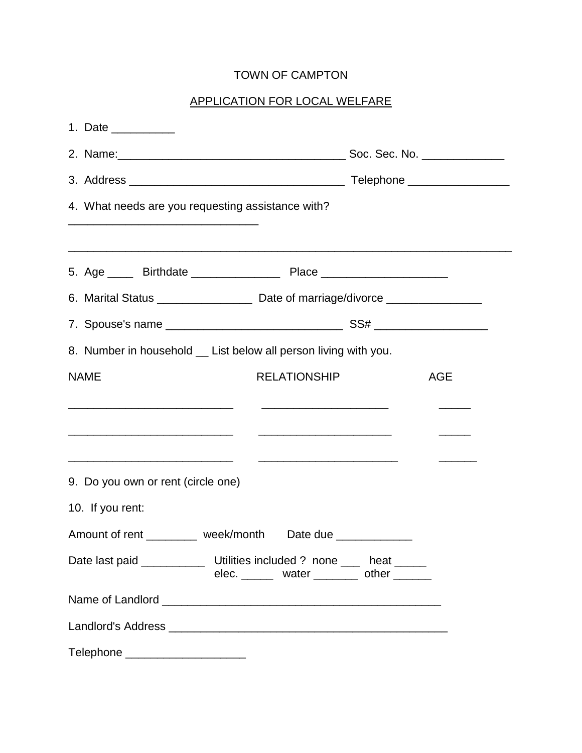# TOWN OF CAMPTON

## APPLICATION FOR LOCAL WELFARE

1. Date __________

2. Name:___________________________________ Soc. Sec. No. _____________

3. Address _________________________________ Telephone ________________

4. What needs are you requesting assistance with? ______________________________

_____________________________________________________________________

5. Age ____ Birthdate ______________ Place ____________________

6. Marital Status _______________ Date of marriage/divorce _______________

7. Spouse's name ___________________________ SS# __________________

8. Number in household __ List below all person living with you.

| NAME | RELATIONSHIP | AGE |
|---|---|---|
| __________________________ | ____________________ | _____ |
| __________________________ | _____________________ | _____ |
| __________________________ | ______________________ | ______ |

9. Do you own or rent (circle one)

10. If you rent:

Amount of rent ________ week/month Date due ____________

Date last paid __________ Utilities included ? none ___ heat _____
elec. _____ water _______ other ______

Name of Landlord ____________________________________________

Landlord's Address ____________________________________________

Telephone ___________________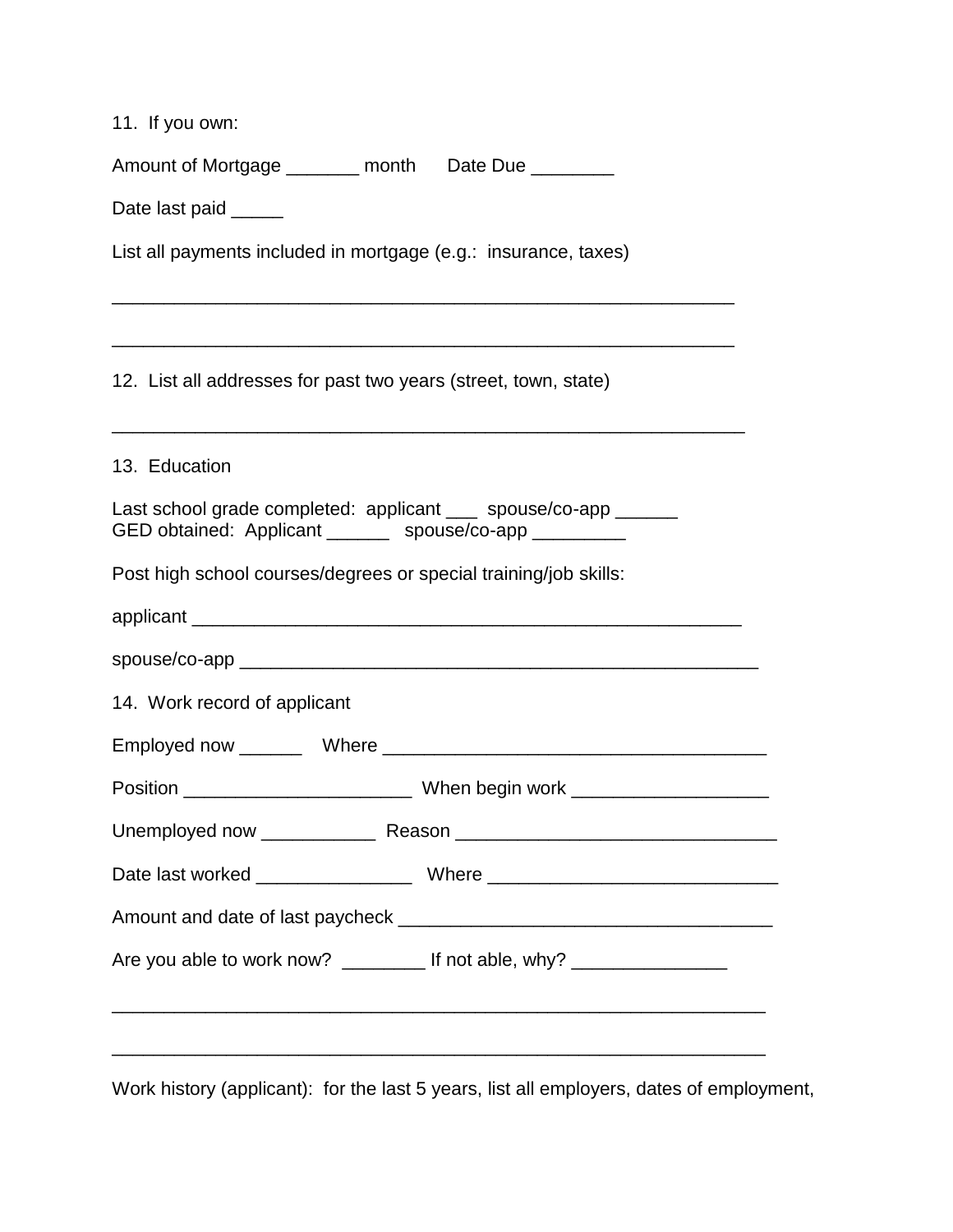11. If you own:

Amount of Mortgage _______ month      Date Due ________

Date last paid _____

List all payments included in mortgage (e.g.: insurance, taxes)

_____________________________________________________________

_____________________________________________________________

12. List all addresses for past two years (street, town, state)

_____________________________________________________________

13. Education

Last school grade completed: applicant ___ spouse/co-app ______
GED obtained: Applicant ______ spouse/co-app _________

Post high school courses/degrees or special training/job skills:

applicant ______________________________________________________

spouse/co-app __________________________________________________

14. Work record of applicant

Employed now ______    Where _____________________________________

Position ______________________ When begin work ___________________

Unemployed now ___________ Reason _______________________________

Date last worked _______________ Where ____________________________

Amount and date of last paycheck ____________________________________

Are you able to work now? ________ If not able, why? _______________

_______________________________________________________________

_______________________________________________________________

Work history (applicant): for the last 5 years, list all employers, dates of employment,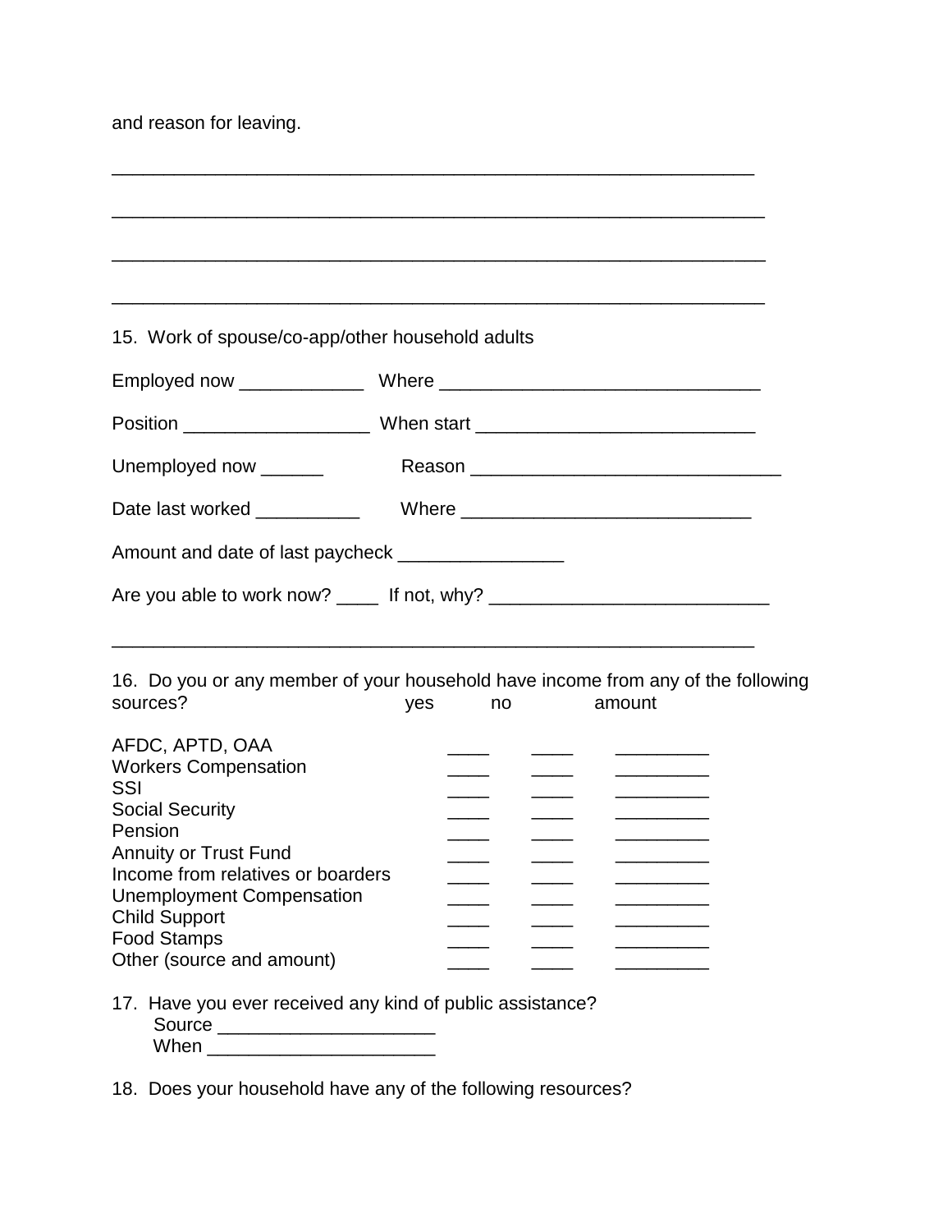and reason for leaving.

_______________________________________________________________

_______________________________________________________________

_______________________________________________________________

_______________________________________________________________

15. Work of spouse/co-app/other household adults

Employed now ____________ Where _______________________________

Position __________________ When start ___________________________

Unemployed now ______ Reason ______________________________

Date last worked __________ Where ____________________________

Amount and date of last paycheck ________________

Are you able to work now? ____ If not, why? ___________________________

_______________________________________________________________

16. Do you or any member of your household have income from any of the following sources?

| | yes | no | amount |
|---|---|---|---|
| AFDC, APTD, OAA | ____ | ____ | _________ |
| Workers Compensation | ____ | ____ | _________ |
| SSI | ____ | ____ | _________ |
| Social Security | ____ | ____ | _________ |
| Pension | ____ | ____ | _________ |
| Annuity or Trust Fund | ____ | ____ | _________ |
| Income from relatives or boarders | ____ | ____ | _________ |
| Unemployment Compensation | ____ | ____ | _________ |
| Child Support | ____ | ____ | _________ |
| Food Stamps | ____ | ____ | _________ |
| Other (source and amount) | ____ | ____ | _________ |

17. Have you ever received any kind of public assistance?
Source _____________________
When ______________________

18. Does your household have any of the following resources?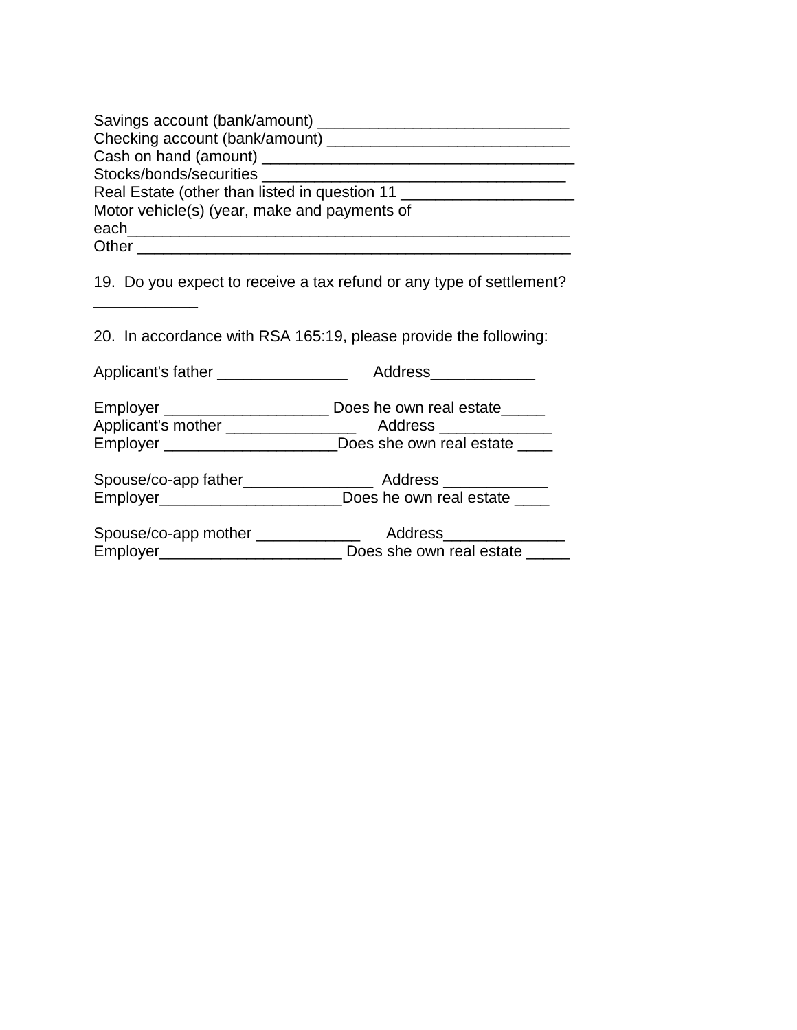Savings account (bank/amount) ____________________________
Checking account (bank/amount) ___________________________
Cash on hand (amount) ___________________________________
Stocks/bonds/securities __________________________________
Real Estate (other than listed in question 11 ___________________
Motor vehicle(s) (year, make and payments of
each_________________________________________________
Other _______________________________________________

19. Do you expect to receive a tax refund or any type of settlement?
____________

20. In accordance with RSA 165:19, please provide the following:

Applicant's father _______________ Address____________

Employer ___________________ Does he own real estate_____
Applicant's mother _______________ Address _____________
Employer ____________________Does she own real estate ____

Spouse/co-app father_______________ Address ____________
Employer_____________________Does he own real estate ____

Spouse/co-app mother ____________ Address______________
Employer_____________________ Does she own real estate _____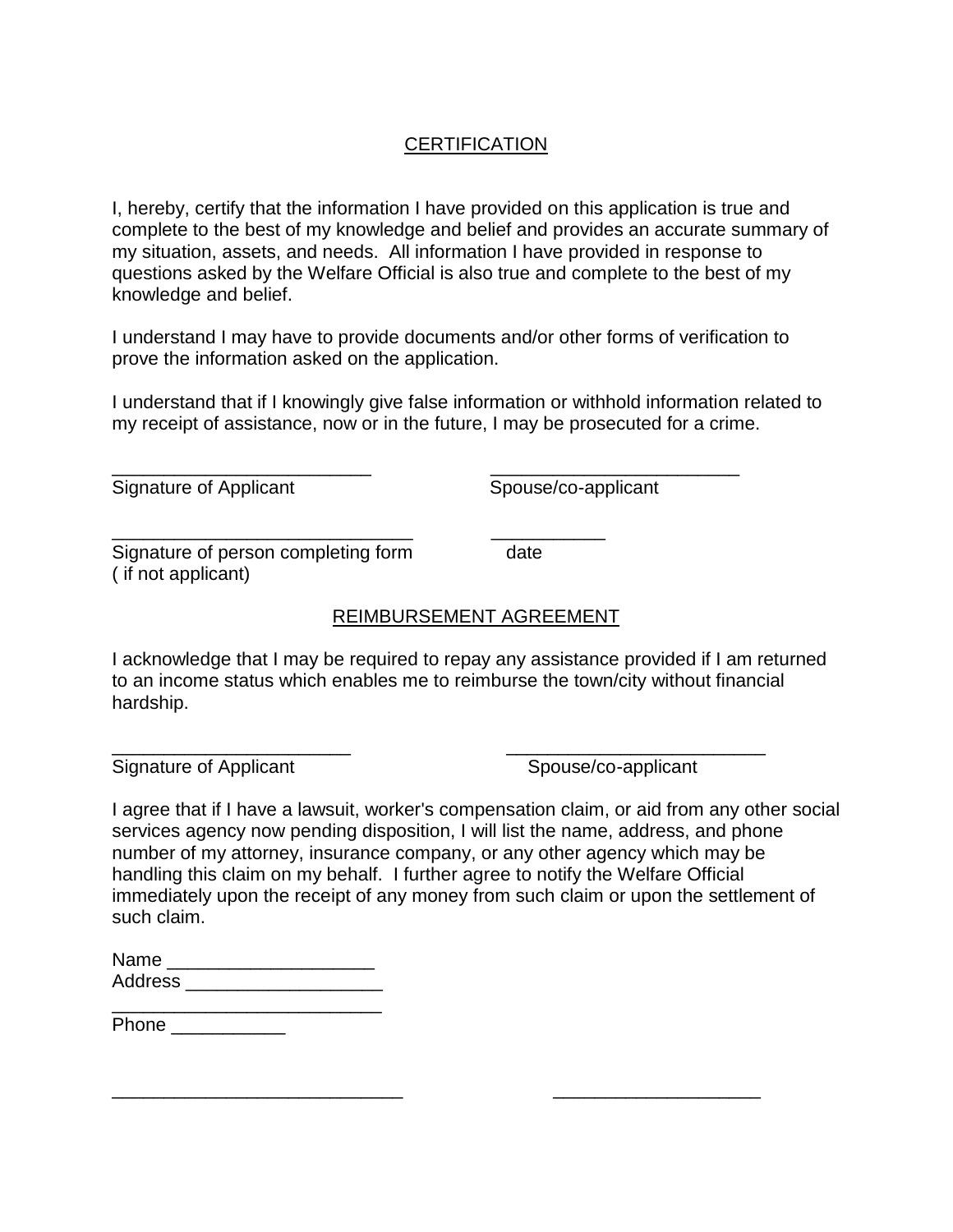## CERTIFICATION

I, hereby, certify that the information I have provided on this application is true and complete to the best of my knowledge and belief and provides an accurate summary of my situation, assets, and needs. All information I have provided in response to questions asked by the Welfare Official is also true and complete to the best of my knowledge and belief.

I understand I may have to provide documents and/or other forms of verification to prove the information asked on the application.

I understand that if I knowingly give false information or withhold information related to my receipt of assistance, now or in the future, I may be prosecuted for a crime.

\_\_\_\_\_\_\_\_\_\_\_\_\_\_\_\_\_\_\_\_\_\_\_\_\_\_ &nbsp;&nbsp;&nbsp;&nbsp; \_\_\_\_\_\_\_\_\_\_\_\_\_\_\_\_\_\_\_\_\_\_\_\_\_
Signature of Applicant &nbsp;&nbsp;&nbsp;&nbsp; Spouse/co-applicant

\_\_\_\_\_\_\_\_\_\_\_\_\_\_\_\_\_\_\_\_\_\_\_\_\_\_\_\_\_\_ &nbsp;&nbsp;&nbsp;&nbsp; \_\_\_\_\_\_\_\_\_\_\_
Signature of person completing form &nbsp;&nbsp;&nbsp;&nbsp; date
( if not applicant)

## REIMBURSEMENT AGREEMENT

I acknowledge that I may be required to repay any assistance provided if I am returned to an income status which enables me to reimburse the town/city without financial hardship.

\_\_\_\_\_\_\_\_\_\_\_\_\_\_\_\_\_\_\_\_\_\_\_\_ &nbsp;&nbsp;&nbsp;&nbsp; \_\_\_\_\_\_\_\_\_\_\_\_\_\_\_\_\_\_\_\_\_\_\_\_\_\_
Signature of Applicant &nbsp;&nbsp;&nbsp;&nbsp; Spouse/co-applicant

I agree that if I have a lawsuit, worker's compensation claim, or aid from any other social services agency now pending disposition, I will list the name, address, and phone number of my attorney, insurance company, or any other agency which may be handling this claim on my behalf. I further agree to notify the Welfare Official immediately upon the receipt of any money from such claim or upon the settlement of such claim.

Name \_\_\_\_\_\_\_\_\_\_\_\_\_\_\_\_\_\_\_\_
Address \_\_\_\_\_\_\_\_\_\_\_\_\_\_\_\_\_\_\_
\_\_\_\_\_\_\_\_\_\_\_\_\_\_\_\_\_\_\_\_\_\_\_\_\_\_\_
Phone \_\_\_\_\_\_\_\_\_\_\_

\_\_\_\_\_\_\_\_\_\_\_\_\_\_\_\_\_\_\_\_\_\_\_\_\_\_\_\_\_ &nbsp;&nbsp;&nbsp;&nbsp; \_\_\_\_\_\_\_\_\_\_\_\_\_\_\_\_\_\_\_\_\_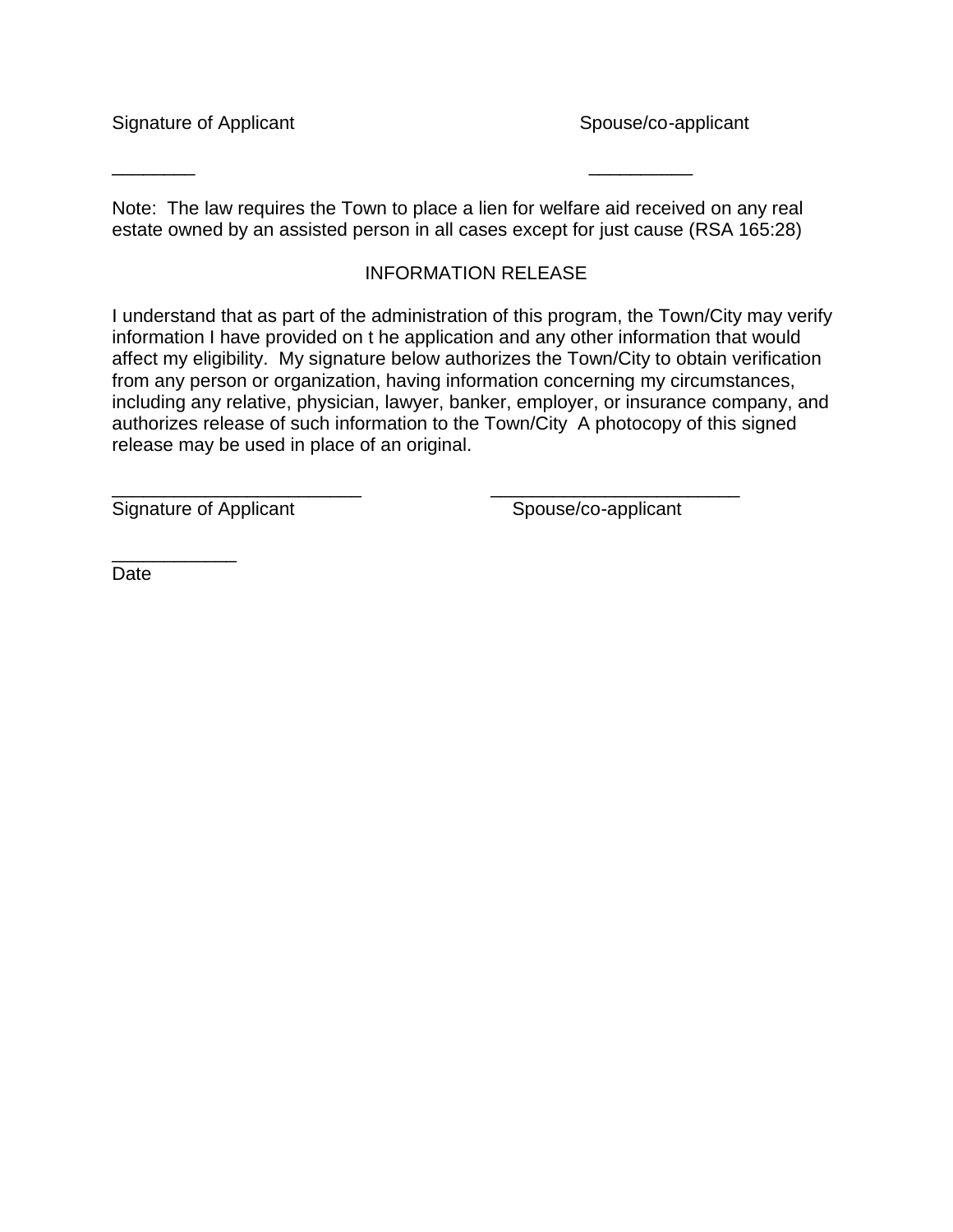Signature of Applicant                                        Spouse/co-applicant

________                                                      __________

Note: The law requires the Town to place a lien for welfare aid received on any real estate owned by an assisted person in all cases except for just cause (RSA 165:28)

INFORMATION RELEASE

I understand that as part of the administration of this program, the Town/City may verify information I have provided on t he application and any other information that would affect my eligibility. My signature below authorizes the Town/City to obtain verification from any person or organization, having information concerning my circumstances, including any relative, physician, lawyer, banker, employer, or insurance company, and authorizes release of such information to the Town/City A photocopy of this signed release may be used in place of an original.

________________________                ________________________
Signature of Applicant                          Spouse/co-applicant

____________
Date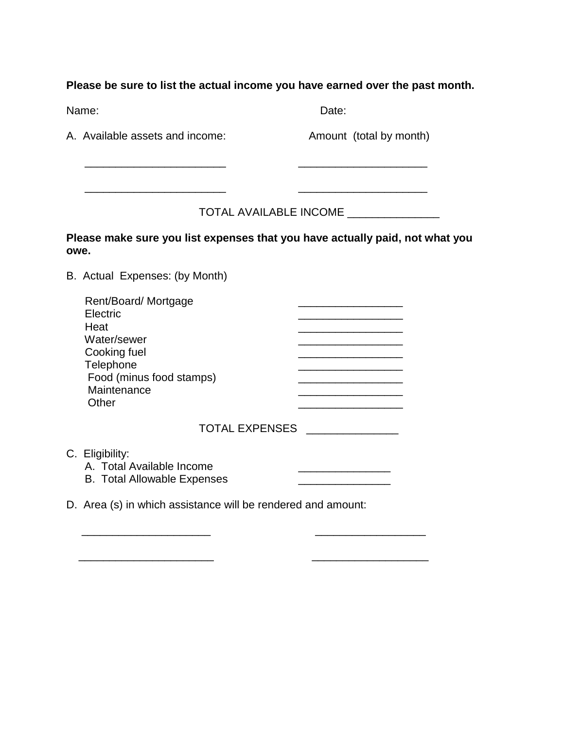**Please be sure to list the actual income you have earned over the past month.**

Name: Date:

A. Available assets and income: Amount (total by month)

| | |
|---|---|
| ______________________ | ____________________ |
| ______________________ | ____________________ |

TOTAL AVAILABLE INCOME _______________

**Please make sure you list expenses that you have actually paid, not what you owe.**

B. Actual Expenses: (by Month)

| | |
|---|---|
| Rent/Board/ Mortgage | _________________ |
| Electric | _________________ |
| Heat | _________________ |
| Water/sewer | _________________ |
| Cooking fuel | _________________ |
| Telephone | _________________ |
| Food (minus food stamps) | _________________ |
| Maintenance | _________________ |
| Other | _________________ |

TOTAL EXPENSES _______________

C. Eligibility:

| | |
|---|---|
| A. Total Available Income | _______________ |
| B. Total Allowable Expenses | _______________ |

D. Area (s) in which assistance will be rendered and amount:

| | |
|---|---|
| ____________________ | _________________ |
| _____________________ | __________________ |